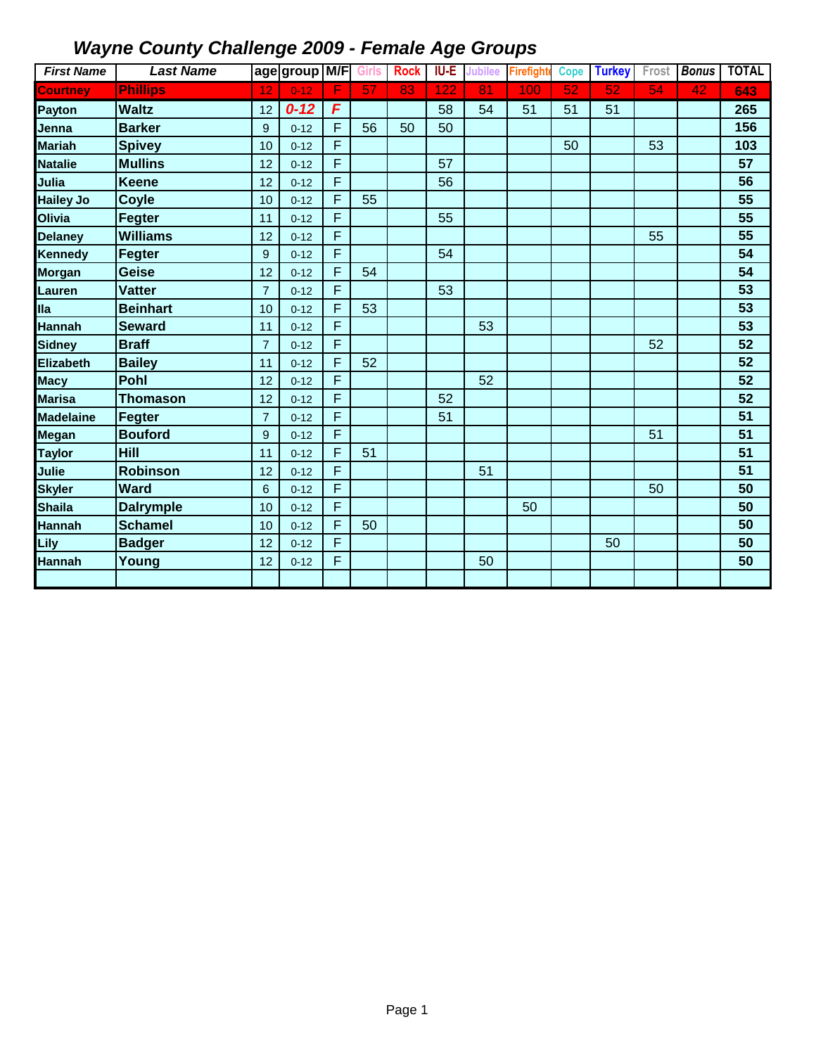# *Wayne County Challenge 2009 - Female Age Groups*

| First Name | Last Name | age | group | M/F | Girls | Rock | IU-E | Jubilee | Firefighte | Cope | Turkey | Frost | Bonus | TOTAL |
|---|---|---|---|---|---|---|---|---|---|---|---|---|---|---|
| Courtney | Phillips | 12 | 0-12 | F | 57 | 83 | 122 | 81 | 100 | 52 | 52 | 54 | 42 | 643 |
| Payton | Waltz | 12 | 0-12 | F | | | 58 | 54 | 51 | 51 | 51 | | | 265 |
| Jenna | Barker | 9 | 0-12 | F | 56 | 50 | 50 | | | | | | | 156 |
| Mariah | Spivey | 10 | 0-12 | F | | | | | | 50 | | 53 | | 103 |
| Natalie | Mullins | 12 | 0-12 | F | | | 57 | | | | | | | 57 |
| Julia | Keene | 12 | 0-12 | F | | | 56 | | | | | | | 56 |
| Hailey Jo | Coyle | 10 | 0-12 | F | 55 | | | | | | | | | 55 |
| Olivia | Fegter | 11 | 0-12 | F | | | 55 | | | | | | | 55 |
| Delaney | Williams | 12 | 0-12 | F | | | | | | | | 55 | | 55 |
| Kennedy | Fegter | 9 | 0-12 | F | | | 54 | | | | | | | 54 |
| Morgan | Geise | 12 | 0-12 | F | 54 | | | | | | | | | 54 |
| Lauren | Vatter | 7 | 0-12 | F | | | 53 | | | | | | | 53 |
| Ila | Beinhart | 10 | 0-12 | F | 53 | | | | | | | | | 53 |
| Hannah | Seward | 11 | 0-12 | F | | | | 53 | | | | | | 53 |
| Sidney | Braff | 7 | 0-12 | F | | | | | | | | 52 | | 52 |
| Elizabeth | Bailey | 11 | 0-12 | F | 52 | | | | | | | | | 52 |
| Macy | Pohl | 12 | 0-12 | F | | | | 52 | | | | | | 52 |
| Marisa | Thomason | 12 | 0-12 | F | | | 52 | | | | | | | 52 |
| Madelaine | Fegter | 7 | 0-12 | F | | | 51 | | | | | | | 51 |
| Megan | Bouford | 9 | 0-12 | F | | | | | | | | 51 | | 51 |
| Taylor | Hill | 11 | 0-12 | F | 51 | | | | | | | | | 51 |
| Julie | Robinson | 12 | 0-12 | F | | | | 51 | | | | | | 51 |
| Skyler | Ward | 6 | 0-12 | F | | | | | | | | 50 | | 50 |
| Shaila | Dalrymple | 10 | 0-12 | F | | | | | 50 | | | | | 50 |
| Hannah | Schamel | 10 | 0-12 | F | 50 | | | | | | | | | 50 |
| Lily | Badger | 12 | 0-12 | F | | | | | | | 50 | | | 50 |
| Hannah | Young | 12 | 0-12 | F | | | | 50 | | | | | | 50 |
| | | | | | | | | | | | | | | |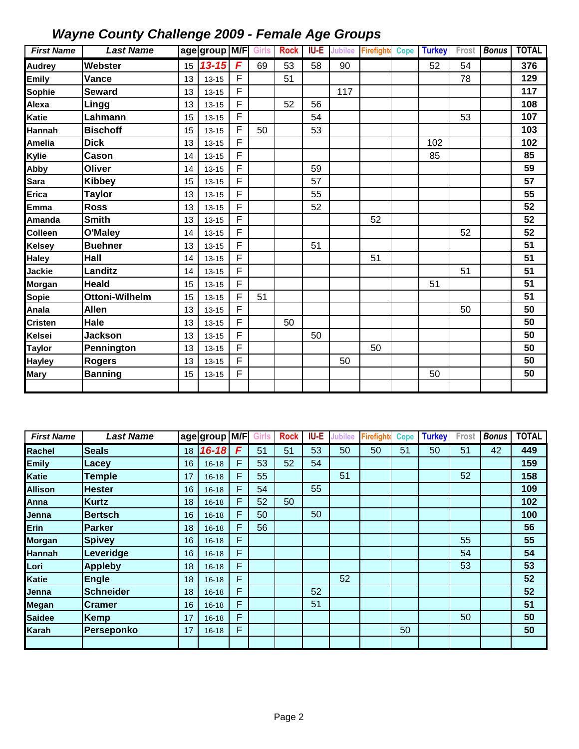# *Wayne County Challenge 2009 - Female Age Groups*

| First Name | Last Name | age | group | M/F | Girls | Rock | IU-E | Jubilee | Firefighte | Cope | Turkey | Frost | Bonus | TOTAL |
|---|---|---|---|---|---|---|---|---|---|---|---|---|---|---|
| Audrey | Webster | 15 | 13-15 | F | 69 | 53 | 58 | 90 | | | 52 | 54 | | 376 |
| Emily | Vance | 13 | 13-15 | F | | 51 | | | | | | 78 | | 129 |
| Sophie | Seward | 13 | 13-15 | F | | | | 117 | | | | | | 117 |
| Alexa | Lingg | 13 | 13-15 | F | | 52 | 56 | | | | | | | 108 |
| Katie | Lahmann | 15 | 13-15 | F | | | 54 | | | | | 53 | | 107 |
| Hannah | Bischoff | 15 | 13-15 | F | 50 | | 53 | | | | | | | 103 |
| Amelia | Dick | 13 | 13-15 | F | | | | | | | 102 | | | 102 |
| Kylie | Cason | 14 | 13-15 | F | | | | | | | 85 | | | 85 |
| Abby | Oliver | 14 | 13-15 | F | | | 59 | | | | | | | 59 |
| Sara | Kibbey | 15 | 13-15 | F | | | 57 | | | | | | | 57 |
| Erica | Taylor | 13 | 13-15 | F | | | 55 | | | | | | | 55 |
| Emma | Ross | 13 | 13-15 | F | | | 52 | | | | | | | 52 |
| Amanda | Smith | 13 | 13-15 | F | | | | | 52 | | | | | 52 |
| Colleen | O'Maley | 14 | 13-15 | F | | | | | | | | 52 | | 52 |
| Kelsey | Buehner | 13 | 13-15 | F | | | 51 | | | | | | | 51 |
| Haley | Hall | 14 | 13-15 | F | | | | | 51 | | | | | 51 |
| Jackie | Landitz | 14 | 13-15 | F | | | | | | | | 51 | | 51 |
| Morgan | Heald | 15 | 13-15 | F | | | | | | | 51 | | | 51 |
| Sopie | Ottoni-Wilhelm | 15 | 13-15 | F | 51 | | | | | | | | | 51 |
| Anala | Allen | 13 | 13-15 | F | | | | | | | | 50 | | 50 |
| Cristen | Hale | 13 | 13-15 | F | | 50 | | | | | | | | 50 |
| Kelsei | Jackson | 13 | 13-15 | F | | | 50 | | | | | | | 50 |
| Taylor | Pennington | 13 | 13-15 | F | | | | | 50 | | | | | 50 |
| Hayley | Rogers | 13 | 13-15 | F | | | | 50 | | | | | | 50 |
| Mary | Banning | 15 | 13-15 | F | | | | | | | 50 | | | 50 |

| First Name | Last Name | age | group | M/F | Girls | Rock | IU-E | Jubilee | Firefighte | Cope | Turkey | Frost | Bonus | TOTAL |
|---|---|---|---|---|---|---|---|---|---|---|---|---|---|---|
| Rachel | Seals | 18 | 16-18 | F | 51 | 51 | 53 | 50 | 50 | 51 | 50 | 51 | 42 | 449 |
| Emily | Lacey | 16 | 16-18 | F | 53 | 52 | 54 | | | | | | | 159 |
| Katie | Temple | 17 | 16-18 | F | 55 | | | 51 | | | | 52 | | 158 |
| Allison | Hester | 16 | 16-18 | F | 54 | | 55 | | | | | | | 109 |
| Anna | Kurtz | 18 | 16-18 | F | 52 | 50 | | | | | | | | 102 |
| Jenna | Bertsch | 16 | 16-18 | F | 50 | | 50 | | | | | | | 100 |
| Erin | Parker | 18 | 16-18 | F | 56 | | | | | | | | | 56 |
| Morgan | Spivey | 16 | 16-18 | F | | | | | | | | 55 | | 55 |
| Hannah | Leveridge | 16 | 16-18 | F | | | | | | | | 54 | | 54 |
| Lori | Appleby | 18 | 16-18 | F | | | | | | | | 53 | | 53 |
| Katie | Engle | 18 | 16-18 | F | | | | 52 | | | | | | 52 |
| Jenna | Schneider | 18 | 16-18 | F | | | 52 | | | | | | | 52 |
| Megan | Cramer | 16 | 16-18 | F | | | 51 | | | | | | | 51 |
| Saidee | Kemp | 17 | 16-18 | F | | | | | | | | 50 | | 50 |
| Karah | Perseponko | 17 | 16-18 | F | | | | | | 50 | | | | 50 |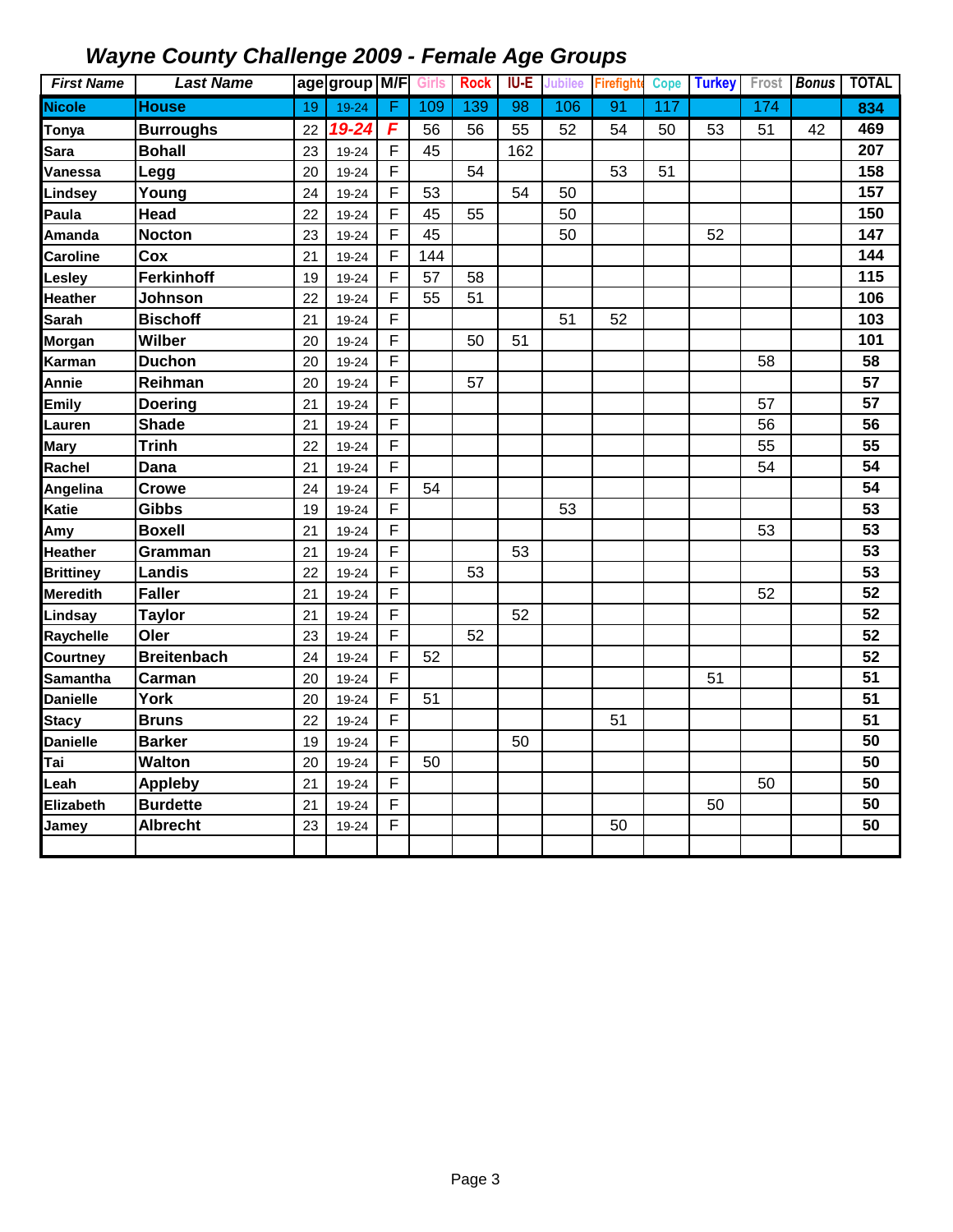# Wayne County Challenge 2009 - Female Age Groups

| First Name | Last Name | age | group | M/F | Girls | Rock | IU-E | Jubilee | Firefighter | Cope | Turkey | Frost | Bonus | TOTAL |
|---|---|---|---|---|---|---|---|---|---|---|---|---|---|---|
| Nicole | House | 19 | 19-24 | F | 109 | 139 | 98 | 106 | 91 | 117 | | 174 | | 834 |
| Tonya | Burroughs | 22 | 19-24 | F | 56 | 56 | 55 | 52 | 54 | 50 | 53 | 51 | 42 | 469 |
| Sara | Bohall | 23 | 19-24 | F | 45 | | 162 | | | | | | | 207 |
| Vanessa | Legg | 20 | 19-24 | F | | 54 | | | 53 | 51 | | | | 158 |
| Lindsey | Young | 24 | 19-24 | F | 53 | | 54 | 50 | | | | | | 157 |
| Paula | Head | 22 | 19-24 | F | 45 | 55 | | 50 | | | | | | 150 |
| Amanda | Nocton | 23 | 19-24 | F | 45 | | | 50 | | | 52 | | | 147 |
| Caroline | Cox | 21 | 19-24 | F | 144 | | | | | | | | | 144 |
| Lesley | Ferkinhoff | 19 | 19-24 | F | 57 | 58 | | | | | | | | 115 |
| Heather | Johnson | 22 | 19-24 | F | 55 | 51 | | | | | | | | 106 |
| Sarah | Bischoff | 21 | 19-24 | F | | | | 51 | 52 | | | | | 103 |
| Morgan | Wilber | 20 | 19-24 | F | | 50 | 51 | | | | | | | 101 |
| Karman | Duchon | 20 | 19-24 | F | | | | | | | | 58 | | 58 |
| Annie | Reihman | 20 | 19-24 | F | | 57 | | | | | | | | 57 |
| Emily | Doering | 21 | 19-24 | F | | | | | | | | 57 | | 57 |
| Lauren | Shade | 21 | 19-24 | F | | | | | | | | 56 | | 56 |
| Mary | Trinh | 22 | 19-24 | F | | | | | | | | 55 | | 55 |
| Rachel | Dana | 21 | 19-24 | F | | | | | | | | 54 | | 54 |
| Angelina | Crowe | 24 | 19-24 | F | 54 | | | | | | | | | 54 |
| Katie | Gibbs | 19 | 19-24 | F | | | | 53 | | | | | | 53 |
| Amy | Boxell | 21 | 19-24 | F | | | | | | | | 53 | | 53 |
| Heather | Gramman | 21 | 19-24 | F | | | 53 | | | | | | | 53 |
| Brittiney | Landis | 22 | 19-24 | F | | 53 | | | | | | | | 53 |
| Meredith | Faller | 21 | 19-24 | F | | | | | | | | 52 | | 52 |
| Lindsay | Taylor | 21 | 19-24 | F | | | 52 | | | | | | | 52 |
| Raychelle | Oler | 23 | 19-24 | F | | 52 | | | | | | | | 52 |
| Courtney | Breitenbach | 24 | 19-24 | F | 52 | | | | | | | | | 52 |
| Samantha | Carman | 20 | 19-24 | F | | | | | | | 51 | | | 51 |
| Danielle | York | 20 | 19-24 | F | 51 | | | | | | | | | 51 |
| Stacy | Bruns | 22 | 19-24 | F | | | | | 51 | | | | | 51 |
| Danielle | Barker | 19 | 19-24 | F | | | 50 | | | | | | | 50 |
| Tai | Walton | 20 | 19-24 | F | 50 | | | | | | | | | 50 |
| Leah | Appleby | 21 | 19-24 | F | | | | | | | | 50 | | 50 |
| Elizabeth | Burdette | 21 | 19-24 | F | | | | | | | 50 | | | 50 |
| Jamey | Albrecht | 23 | 19-24 | F | | | | | 50 | | | | | 50 |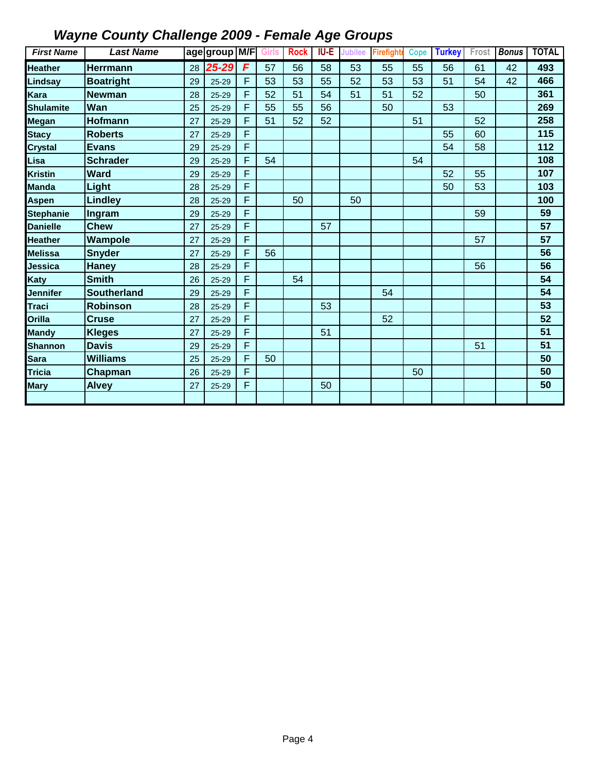# *Wayne County Challenge 2009 - Female Age Groups*

| *First Name* | *Last Name* | age | group | M/F | Girls | Rock | IU-E | Jubilee | Firefighte | Cope | Turkey | Frost | *Bonus* | TOTAL |
|---|---|---|---|---|---|---|---|---|---|---|---|---|---|---|
| **Heather** | **Herrmann** | 28 | ***25-29*** | ***F*** | 57 | 56 | 58 | 53 | 55 | 55 | 56 | 61 | 42 | **493** |
| **Lindsay** | **Boatright** | 29 | 25-29 | F | 53 | 53 | 55 | 52 | 53 | 53 | 51 | 54 | 42 | **466** |
| **Kara** | **Newman** | 28 | 25-29 | F | 52 | 51 | 54 | 51 | 51 | 52 | | 50 | | **361** |
| **Shulamite** | **Wan** | 25 | 25-29 | F | 55 | 55 | 56 | | 50 | | 53 | | | **269** |
| **Megan** | **Hofmann** | 27 | 25-29 | F | 51 | 52 | 52 | | | 51 | | 52 | | **258** |
| **Stacy** | **Roberts** | 27 | 25-29 | F | | | | | | | 55 | 60 | | **115** |
| **Crystal** | **Evans** | 29 | 25-29 | F | | | | | | | 54 | 58 | | **112** |
| **Lisa** | **Schrader** | 29 | 25-29 | F | 54 | | | | | 54 | | | | **108** |
| **Kristin** | **Ward** | 29 | 25-29 | F | | | | | | | 52 | 55 | | **107** |
| **Manda** | **Light** | 28 | 25-29 | F | | | | | | | 50 | 53 | | **103** |
| **Aspen** | **Lindley** | 28 | 25-29 | F | | 50 | | 50 | | | | | | **100** |
| **Stephanie** | **Ingram** | 29 | 25-29 | F | | | | | | | | 59 | | **59** |
| **Danielle** | **Chew** | 27 | 25-29 | F | | | 57 | | | | | | | **57** |
| **Heather** | **Wampole** | 27 | 25-29 | F | | | | | | | | 57 | | **57** |
| **Melissa** | **Snyder** | 27 | 25-29 | F | 56 | | | | | | | | | **56** |
| **Jessica** | **Haney** | 28 | 25-29 | F | | | | | | | | 56 | | **56** |
| **Katy** | **Smith** | 26 | 25-29 | F | | 54 | | | | | | | | **54** |
| **Jennifer** | **Southerland** | 29 | 25-29 | F | | | | | 54 | | | | | **54** |
| **Traci** | **Robinson** | 28 | 25-29 | F | | | 53 | | | | | | | **53** |
| **Orilla** | **Cruse** | 27 | 25-29 | F | | | | | 52 | | | | | **52** |
| **Mandy** | **Kleges** | 27 | 25-29 | F | | | 51 | | | | | | | **51** |
| **Shannon** | **Davis** | 29 | 25-29 | F | | | | | | | | 51 | | **51** |
| **Sara** | **Williams** | 25 | 25-29 | F | 50 | | | | | | | | | **50** |
| **Tricia** | **Chapman** | 26 | 25-29 | F | | | | | | 50 | | | | **50** |
| **Mary** | **Alvey** | 27 | 25-29 | F | | | 50 | | | | | | | **50** |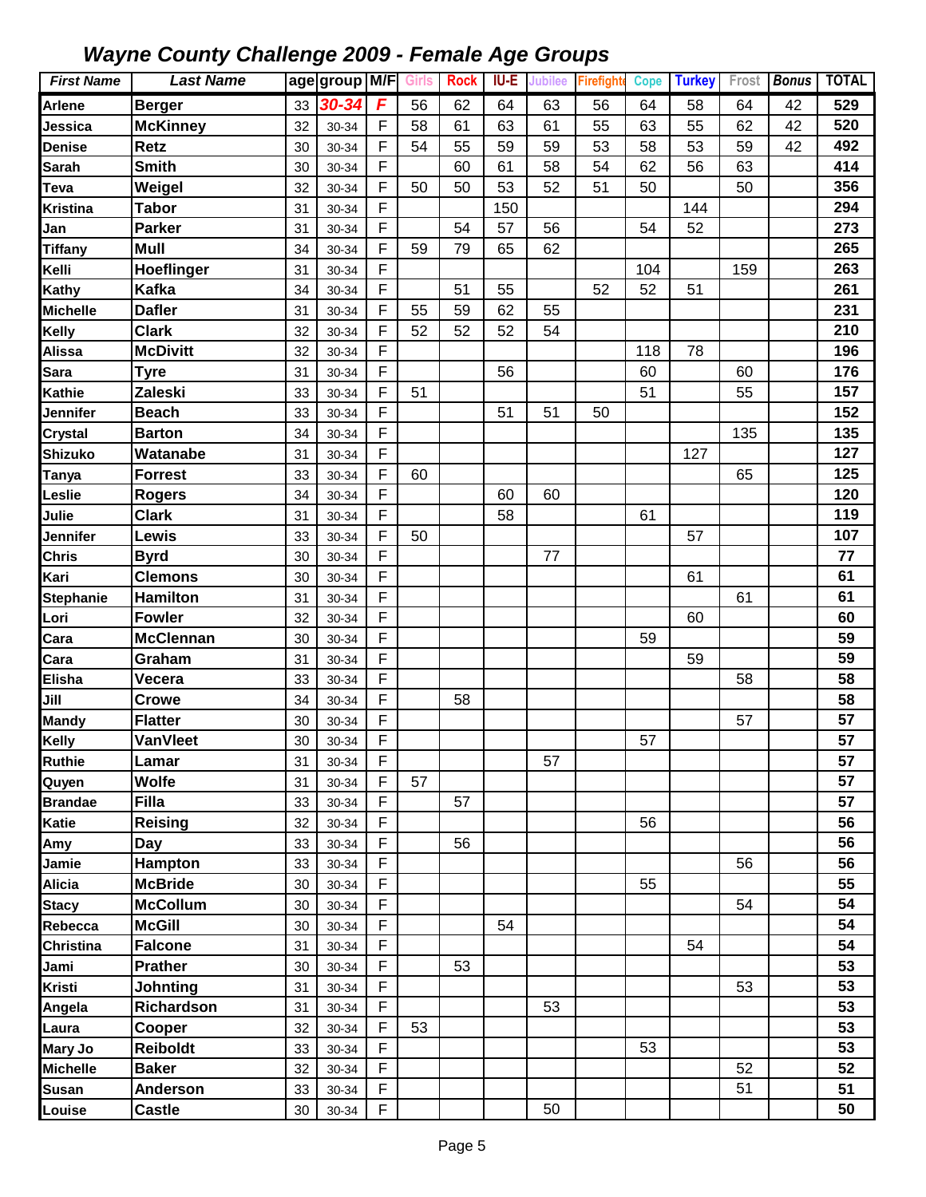# Wayne County Challenge 2009 - Female Age Groups

| First Name | Last Name | age | group | M/F | Girls | Rock | IU-E | Jubilee | Firefighter | Cope | Turkey | Frost | Bonus | TOTAL |
|---|---|---|---|---|---|---|---|---|---|---|---|---|---|---|
| Arlene | Berger | 33 | 30-34 | F | 56 | 62 | 64 | 63 | 56 | 64 | 58 | 64 | 42 | 529 |
| Jessica | McKinney | 32 | 30-34 | F | 58 | 61 | 63 | 61 | 55 | 63 | 55 | 62 | 42 | 520 |
| Denise | Retz | 30 | 30-34 | F | 54 | 55 | 59 | 59 | 53 | 58 | 53 | 59 | 42 | 492 |
| Sarah | Smith | 30 | 30-34 | F | | 60 | 61 | 58 | 54 | 62 | 56 | 63 | | 414 |
| Teva | Weigel | 32 | 30-34 | F | 50 | 50 | 53 | 52 | 51 | 50 | | 50 | | 356 |
| Kristina | Tabor | 31 | 30-34 | F | | | 150 | | | | 144 | | | 294 |
| Jan | Parker | 31 | 30-34 | F | | 54 | 57 | 56 | | 54 | 52 | | | 273 |
| Tiffany | Mull | 34 | 30-34 | F | 59 | 79 | 65 | 62 | | | | | | 265 |
| Kelli | Hoeflinger | 31 | 30-34 | F | | | | | | 104 | | 159 | | 263 |
| Kathy | Kafka | 34 | 30-34 | F | | 51 | 55 | | 52 | 52 | 51 | | | 261 |
| Michelle | Dafler | 31 | 30-34 | F | 55 | 59 | 62 | 55 | | | | | | 231 |
| Kelly | Clark | 32 | 30-34 | F | 52 | 52 | 52 | 54 | | | | | | 210 |
| Alissa | McDivitt | 32 | 30-34 | F | | | | | | 118 | 78 | | | 196 |
| Sara | Tyre | 31 | 30-34 | F | | | 56 | | | 60 | | 60 | | 176 |
| Kathie | Zaleski | 33 | 30-34 | F | 51 | | | | | 51 | | 55 | | 157 |
| Jennifer | Beach | 33 | 30-34 | F | | | 51 | 51 | 50 | | | | | 152 |
| Crystal | Barton | 34 | 30-34 | F | | | | | | | | 135 | | 135 |
| Shizuko | Watanabe | 31 | 30-34 | F | | | | | | | 127 | | | 127 |
| Tanya | Forrest | 33 | 30-34 | F | 60 | | | | | | | 65 | | 125 |
| Leslie | Rogers | 34 | 30-34 | F | | | 60 | 60 | | | | | | 120 |
| Julie | Clark | 31 | 30-34 | F | | | 58 | | | 61 | | | | 119 |
| Jennifer | Lewis | 33 | 30-34 | F | 50 | | | | | | 57 | | | 107 |
| Chris | Byrd | 30 | 30-34 | F | | | | 77 | | | | | | 77 |
| Kari | Clemons | 30 | 30-34 | F | | | | | | | 61 | | | 61 |
| Stephanie | Hamilton | 31 | 30-34 | F | | | | | | | | 61 | | 61 |
| Lori | Fowler | 32 | 30-34 | F | | | | | | | 60 | | | 60 |
| Cara | McClennan | 30 | 30-34 | F | | | | | | 59 | | | | 59 |
| Cara | Graham | 31 | 30-34 | F | | | | | | | 59 | | | 59 |
| Elisha | Vecera | 33 | 30-34 | F | | | | | | | | 58 | | 58 |
| Jill | Crowe | 34 | 30-34 | F | | 58 | | | | | | | | 58 |
| Mandy | Flatter | 30 | 30-34 | F | | | | | | | | 57 | | 57 |
| Kelly | VanVleet | 30 | 30-34 | F | | | | | | 57 | | | | 57 |
| Ruthie | Lamar | 31 | 30-34 | F | | | | 57 | | | | | | 57 |
| Quyen | Wolfe | 31 | 30-34 | F | 57 | | | | | | | | | 57 |
| Brandae | Filla | 33 | 30-34 | F | | 57 | | | | | | | | 57 |
| Katie | Reising | 32 | 30-34 | F | | | | | | 56 | | | | 56 |
| Amy | Day | 33 | 30-34 | F | | 56 | | | | | | | | 56 |
| Jamie | Hampton | 33 | 30-34 | F | | | | | | | | 56 | | 56 |
| Alicia | McBride | 30 | 30-34 | F | | | | | | 55 | | | | 55 |
| Stacy | McCollum | 30 | 30-34 | F | | | | | | | | 54 | | 54 |
| Rebecca | McGill | 30 | 30-34 | F | | | 54 | | | | | | | 54 |
| Christina | Falcone | 31 | 30-34 | F | | | | | | | 54 | | | 54 |
| Jami | Prather | 30 | 30-34 | F | | 53 | | | | | | | | 53 |
| Kristi | Johnting | 31 | 30-34 | F | | | | | | | | 53 | | 53 |
| Angela | Richardson | 31 | 30-34 | F | | | | 53 | | | | | | 53 |
| Laura | Cooper | 32 | 30-34 | F | 53 | | | | | | | | | 53 |
| Mary Jo | Reiboldt | 33 | 30-34 | F | | | | | | 53 | | | | 53 |
| Michelle | Baker | 32 | 30-34 | F | | | | | | | | 52 | | 52 |
| Susan | Anderson | 33 | 30-34 | F | | | | | | | | 51 | | 51 |
| Louise | Castle | 30 | 30-34 | F | | | | 50 | | | | | | 50 |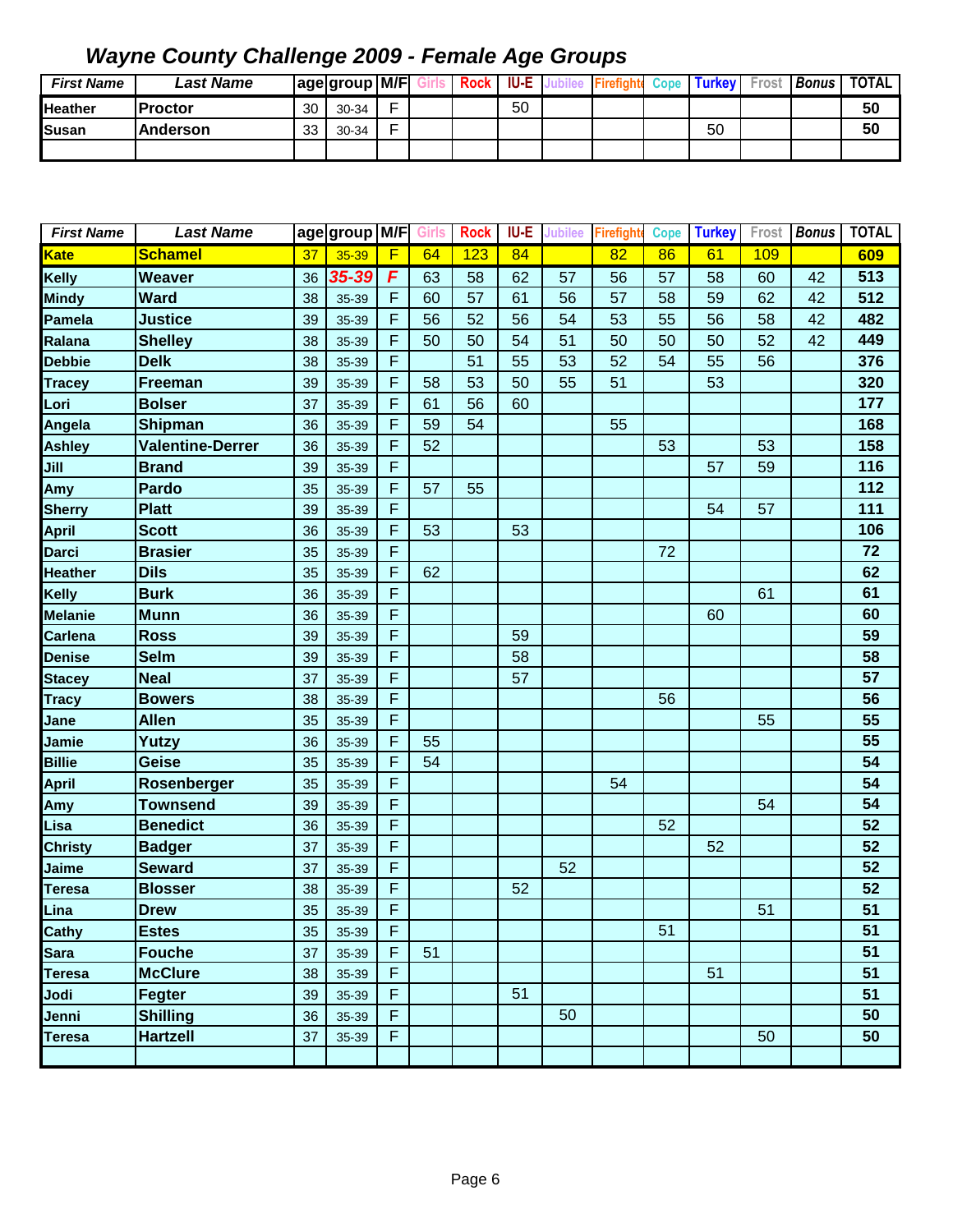# *Wayne County Challenge 2009 - Female Age Groups*

| First Name | Last Name | age | group | M/F | Girls | Rock | IU-E | Jubilee | Firefighter | Cope | Turkey | Frost | Bonus | TOTAL |
|---|---|---|---|---|---|---|---|---|---|---|---|---|---|---|
| Heather | Proctor | 30 | 30-34 | F | | | 50 | | | | | | | 50 |
| Susan | Anderson | 33 | 30-34 | F | | | | | | | 50 | | | 50 |
| | | | | | | | | | | | | | | |

| First Name | Last Name | age | group | M/F | Girls | Rock | IU-E | Jubilee | Firefighter | Cope | Turkey | Frost | Bonus | TOTAL |
|---|---|---|---|---|---|---|---|---|---|---|---|---|---|---|
| Kate | Schamel | 37 | 35-39 | F | 64 | 123 | 84 | | 82 | 86 | 61 | 109 | | 609 |
| Kelly | Weaver | 36 | 35-39 | F | 63 | 58 | 62 | 57 | 56 | 57 | 58 | 60 | 42 | 513 |
| Mindy | Ward | 38 | 35-39 | F | 60 | 57 | 61 | 56 | 57 | 58 | 59 | 62 | 42 | 512 |
| Pamela | Justice | 39 | 35-39 | F | 56 | 52 | 56 | 54 | 53 | 55 | 56 | 58 | 42 | 482 |
| Ralana | Shelley | 38 | 35-39 | F | 50 | 50 | 54 | 51 | 50 | 50 | 50 | 52 | 42 | 449 |
| Debbie | Delk | 38 | 35-39 | F | | 51 | 55 | 53 | 52 | 54 | 55 | 56 | | 376 |
| Tracey | Freeman | 39 | 35-39 | F | 58 | 53 | 50 | 55 | 51 | | 53 | | | 320 |
| Lori | Bolser | 37 | 35-39 | F | 61 | 56 | 60 | | | | | | | 177 |
| Angela | Shipman | 36 | 35-39 | F | 59 | 54 | | | 55 | | | | | 168 |
| Ashley | Valentine-Derrer | 36 | 35-39 | F | 52 | | | | | 53 | | 53 | | 158 |
| Jill | Brand | 39 | 35-39 | F | | | | | | | 57 | 59 | | 116 |
| Amy | Pardo | 35 | 35-39 | F | 57 | 55 | | | | | | | | 112 |
| Sherry | Platt | 39 | 35-39 | F | | | | | | | 54 | 57 | | 111 |
| April | Scott | 36 | 35-39 | F | 53 | | 53 | | | | | | | 106 |
| Darci | Brasier | 35 | 35-39 | F | | | | | | 72 | | | | 72 |
| Heather | Dils | 35 | 35-39 | F | 62 | | | | | | | | | 62 |
| Kelly | Burk | 36 | 35-39 | F | | | | | | | | 61 | | 61 |
| Melanie | Munn | 36 | 35-39 | F | | | | | | | 60 | | | 60 |
| Carlena | Ross | 39 | 35-39 | F | | | 59 | | | | | | | 59 |
| Denise | Selm | 39 | 35-39 | F | | | 58 | | | | | | | 58 |
| Stacey | Neal | 37 | 35-39 | F | | | 57 | | | | | | | 57 |
| Tracy | Bowers | 38 | 35-39 | F | | | | | | 56 | | | | 56 |
| Jane | Allen | 35 | 35-39 | F | | | | | | | | 55 | | 55 |
| Jamie | Yutzy | 36 | 35-39 | F | 55 | | | | | | | | | 55 |
| Billie | Geise | 35 | 35-39 | F | 54 | | | | | | | | | 54 |
| April | Rosenberger | 35 | 35-39 | F | | | | | 54 | | | | | 54 |
| Amy | Townsend | 39 | 35-39 | F | | | | | | | | 54 | | 54 |
| Lisa | Benedict | 36 | 35-39 | F | | | | | | 52 | | | | 52 |
| Christy | Badger | 37 | 35-39 | F | | | | | | | 52 | | | 52 |
| Jaime | Seward | 37 | 35-39 | F | | | | 52 | | | | | | 52 |
| Teresa | Blosser | 38 | 35-39 | F | | | 52 | | | | | | | 52 |
| Lina | Drew | 35 | 35-39 | F | | | | | | | | 51 | | 51 |
| Cathy | Estes | 35 | 35-39 | F | | | | | | 51 | | | | 51 |
| Sara | Fouche | 37 | 35-39 | F | 51 | | | | | | | | | 51 |
| Teresa | McClure | 38 | 35-39 | F | | | | | | | 51 | | | 51 |
| Jodi | Fegter | 39 | 35-39 | F | | | 51 | | | | | | | 51 |
| Jenni | Shilling | 36 | 35-39 | F | | | | 50 | | | | | | 50 |
| Teresa | Hartzell | 37 | 35-39 | F | | | | | | | | 50 | | 50 |
| | | | | | | | | | | | | | | |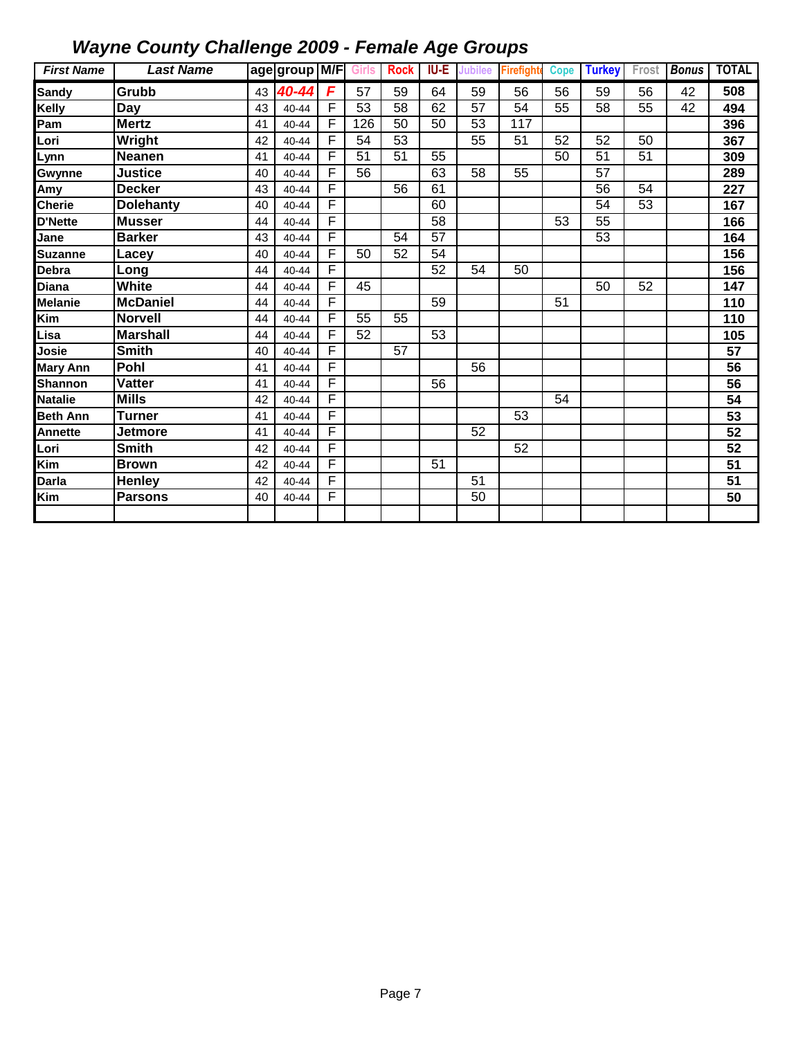# *Wayne County Challenge 2009 - Female Age Groups*

| *First Name* | *Last Name* | age | group | M/F | Girls | Rock | IU-E | Jubilee | Firefighte | Cope | Turkey | Frost | *Bonus* | TOTAL |
|---|---|---|---|---|---|---|---|---|---|---|---|---|---|---|
| **Sandy** | **Grubb** | 43 | ***40-44*** | ***F*** | 57 | 59 | 64 | 59 | 56 | 56 | 59 | 56 | 42 | **508** |
| **Kelly** | **Day** | 43 | 40-44 | F | 53 | 58 | 62 | 57 | 54 | 55 | 58 | 55 | 42 | **494** |
| **Pam** | **Mertz** | 41 | 40-44 | F | 126 | 50 | 50 | 53 | 117 | | | | | **396** |
| **Lori** | **Wright** | 42 | 40-44 | F | 54 | 53 | | 55 | 51 | 52 | 52 | 50 | | **367** |
| **Lynn** | **Neanen** | 41 | 40-44 | F | 51 | 51 | 55 | | | 50 | 51 | 51 | | **309** |
| **Gwynne** | **Justice** | 40 | 40-44 | F | 56 | | 63 | 58 | 55 | | 57 | | | **289** |
| **Amy** | **Decker** | 43 | 40-44 | F | | 56 | 61 | | | | 56 | 54 | | **227** |
| **Cherie** | **Dolehanty** | 40 | 40-44 | F | | | 60 | | | | 54 | 53 | | **167** |
| **D'Nette** | **Musser** | 44 | 40-44 | F | | | 58 | | | 53 | 55 | | | **166** |
| **Jane** | **Barker** | 43 | 40-44 | F | | 54 | 57 | | | | 53 | | | **164** |
| **Suzanne** | **Lacey** | 40 | 40-44 | F | 50 | 52 | 54 | | | | | | | **156** |
| **Debra** | **Long** | 44 | 40-44 | F | | | 52 | 54 | 50 | | | | | **156** |
| **Diana** | **White** | 44 | 40-44 | F | 45 | | | | | | 50 | 52 | | **147** |
| **Melanie** | **McDaniel** | 44 | 40-44 | F | | | 59 | | | 51 | | | | **110** |
| **Kim** | **Norvell** | 44 | 40-44 | F | 55 | 55 | | | | | | | | **110** |
| **Lisa** | **Marshall** | 44 | 40-44 | F | 52 | | 53 | | | | | | | **105** |
| **Josie** | **Smith** | 40 | 40-44 | F | | 57 | | | | | | | | **57** |
| **Mary Ann** | **Pohl** | 41 | 40-44 | F | | | | 56 | | | | | | **56** |
| **Shannon** | **Vatter** | 41 | 40-44 | F | | | 56 | | | | | | | **56** |
| **Natalie** | **Mills** | 42 | 40-44 | F | | | | | | 54 | | | | **54** |
| **Beth Ann** | **Turner** | 41 | 40-44 | F | | | | | 53 | | | | | **53** |
| **Annette** | **Jetmore** | 41 | 40-44 | F | | | | 52 | | | | | | **52** |
| **Lori** | **Smith** | 42 | 40-44 | F | | | | | 52 | | | | | **52** |
| **Kim** | **Brown** | 42 | 40-44 | F | | | 51 | | | | | | | **51** |
| **Darla** | **Henley** | 42 | 40-44 | F | | | | 51 | | | | | | **51** |
| **Kim** | **Parsons** | 40 | 40-44 | F | | | | 50 | | | | | | **50** |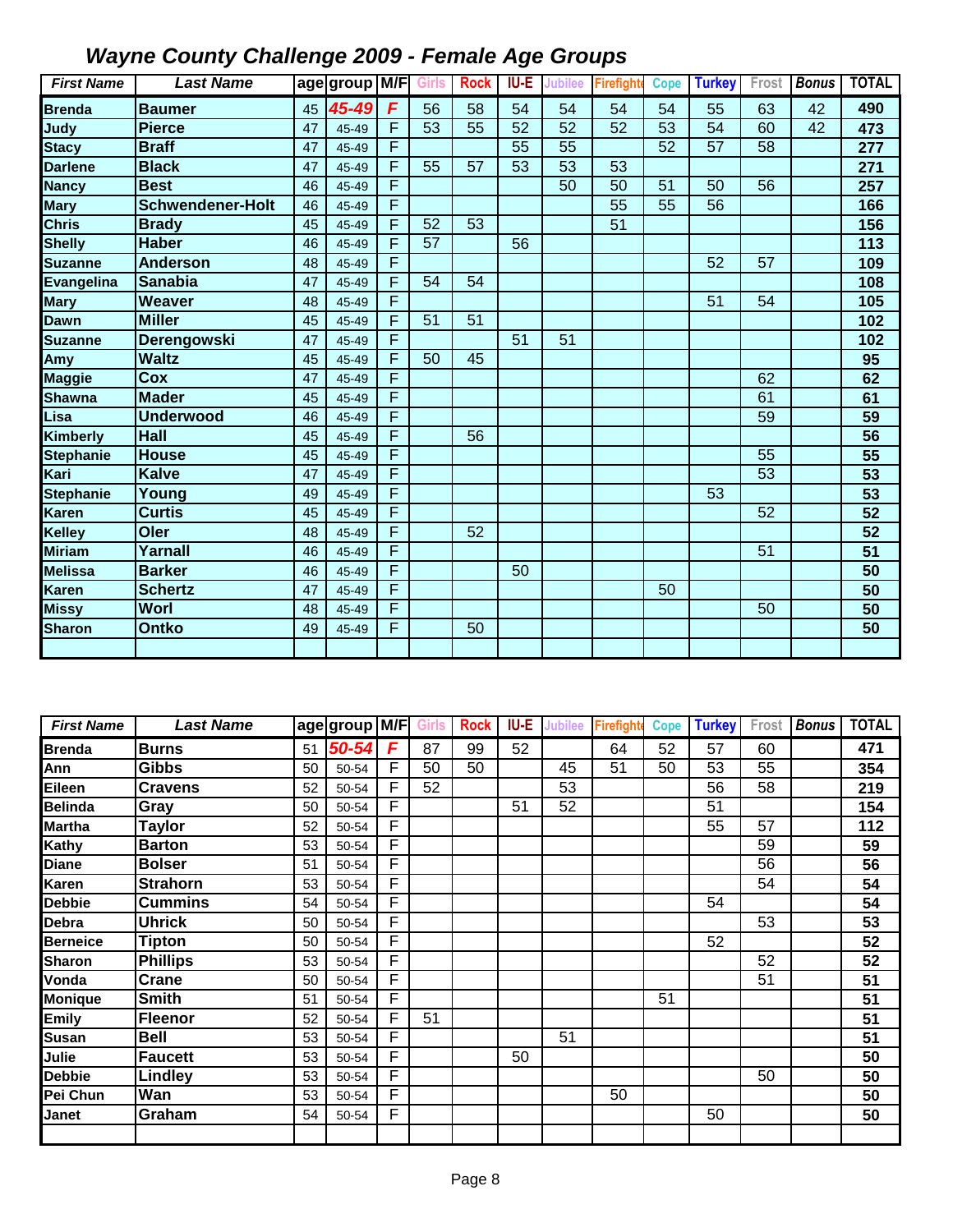## *Wayne County Challenge 2009 - Female Age Groups*

| *First Name* | *Last Name* | age | group | M/F | Girls | Rock | IU-E | Jubilee | Firefighter | Cope | Turkey | Frost | *Bonus* | TOTAL |
|---|---|---|---|---|---|---|---|---|---|---|---|---|---|---|
| **Brenda** | **Baumer** | 45 | ***45-49*** | ***F*** | 56 | 58 | 54 | 54 | 54 | 54 | 55 | 63 | 42 | **490** |
| **Judy** | **Pierce** | 47 | 45-49 | F | 53 | 55 | 52 | 52 | 52 | 53 | 54 | 60 | 42 | **473** |
| **Stacy** | **Braff** | 47 | 45-49 | F | | | 55 | 55 | | 52 | 57 | 58 | | **277** |
| **Darlene** | **Black** | 47 | 45-49 | F | 55 | 57 | 53 | 53 | 53 | | | | | **271** |
| **Nancy** | **Best** | 46 | 45-49 | F | | | | 50 | 50 | 51 | 50 | 56 | | **257** |
| **Mary** | **Schwendener-Holt** | 46 | 45-49 | F | | | | | 55 | 55 | 56 | | | **166** |
| **Chris** | **Brady** | 45 | 45-49 | F | 52 | 53 | | | 51 | | | | | **156** |
| **Shelly** | **Haber** | 46 | 45-49 | F | 57 | | 56 | | | | | | | **113** |
| **Suzanne** | **Anderson** | 48 | 45-49 | F | | | | | | | 52 | 57 | | **109** |
| **Evangelina** | **Sanabia** | 47 | 45-49 | F | 54 | 54 | | | | | | | | **108** |
| **Mary** | **Weaver** | 48 | 45-49 | F | | | | | | | 51 | 54 | | **105** |
| **Dawn** | **Miller** | 45 | 45-49 | F | 51 | 51 | | | | | | | | **102** |
| **Suzanne** | **Derengowski** | 47 | 45-49 | F | | | 51 | 51 | | | | | | **102** |
| **Amy** | **Waltz** | 45 | 45-49 | F | 50 | 45 | | | | | | | | **95** |
| **Maggie** | **Cox** | 47 | 45-49 | F | | | | | | | | 62 | | **62** |
| **Shawna** | **Mader** | 45 | 45-49 | F | | | | | | | | 61 | | **61** |
| **Lisa** | **Underwood** | 46 | 45-49 | F | | | | | | | | 59 | | **59** |
| **Kimberly** | **Hall** | 45 | 45-49 | F | | 56 | | | | | | | | **56** |
| **Stephanie** | **House** | 45 | 45-49 | F | | | | | | | | 55 | | **55** |
| **Kari** | **Kalve** | 47 | 45-49 | F | | | | | | | | 53 | | **53** |
| **Stephanie** | **Young** | 49 | 45-49 | F | | | | | | | 53 | | | **53** |
| **Karen** | **Curtis** | 45 | 45-49 | F | | | | | | | | 52 | | **52** |
| **Kelley** | **Oler** | 48 | 45-49 | F | | 52 | | | | | | | | **52** |
| **Miriam** | **Yarnall** | 46 | 45-49 | F | | | | | | | | 51 | | **51** |
| **Melissa** | **Barker** | 46 | 45-49 | F | | | 50 | | | | | | | **50** |
| **Karen** | **Schertz** | 47 | 45-49 | F | | | | | | 50 | | | | **50** |
| **Missy** | **Worl** | 48 | 45-49 | F | | | | | | | | 50 | | **50** |
| **Sharon** | **Ontko** | 49 | 45-49 | F | | 50 | | | | | | | | **50** |
| | | | | | | | | | | | | | | |

| *First Name* | *Last Name* | age | group | M/F | Girls | Rock | IU-E | Jubilee | Firefighter | Cope | Turkey | Frost | *Bonus* | TOTAL |
|---|---|---|---|---|---|---|---|---|---|---|---|---|---|---|
| **Brenda** | **Burns** | 51 | ***50-54*** | ***F*** | 87 | 99 | 52 | | 64 | 52 | 57 | 60 | | **471** |
| **Ann** | **Gibbs** | 50 | 50-54 | F | 50 | 50 | | 45 | 51 | 50 | 53 | 55 | | **354** |
| **Eileen** | **Cravens** | 52 | 50-54 | F | 52 | | | 53 | | | 56 | 58 | | **219** |
| **Belinda** | **Gray** | 50 | 50-54 | F | | | 51 | 52 | | | 51 | | | **154** |
| **Martha** | **Taylor** | 52 | 50-54 | F | | | | | | | 55 | 57 | | **112** |
| **Kathy** | **Barton** | 53 | 50-54 | F | | | | | | | | 59 | | **59** |
| **Diane** | **Bolser** | 51 | 50-54 | F | | | | | | | | 56 | | **56** |
| **Karen** | **Strahorn** | 53 | 50-54 | F | | | | | | | | 54 | | **54** |
| **Debbie** | **Cummins** | 54 | 50-54 | F | | | | | | | 54 | | | **54** |
| **Debra** | **Uhrick** | 50 | 50-54 | F | | | | | | | | 53 | | **53** |
| **Berneice** | **Tipton** | 50 | 50-54 | F | | | | | | | 52 | | | **52** |
| **Sharon** | **Phillips** | 53 | 50-54 | F | | | | | | | | 52 | | **52** |
| **Vonda** | **Crane** | 50 | 50-54 | F | | | | | | | | 51 | | **51** |
| **Monique** | **Smith** | 51 | 50-54 | F | | | | | | 51 | | | | **51** |
| **Emily** | **Fleenor** | 52 | 50-54 | F | 51 | | | | | | | | | **51** |
| **Susan** | **Bell** | 53 | 50-54 | F | | | | 51 | | | | | | **51** |
| **Julie** | **Faucett** | 53 | 50-54 | F | | | 50 | | | | | | | **50** |
| **Debbie** | **Lindley** | 53 | 50-54 | F | | | | | | | | 50 | | **50** |
| **Pei Chun** | **Wan** | 53 | 50-54 | F | | | | | 50 | | | | | **50** |
| **Janet** | **Graham** | 54 | 50-54 | F | | | | | | | 50 | | | **50** |
| | | | | | | | | | | | | | | |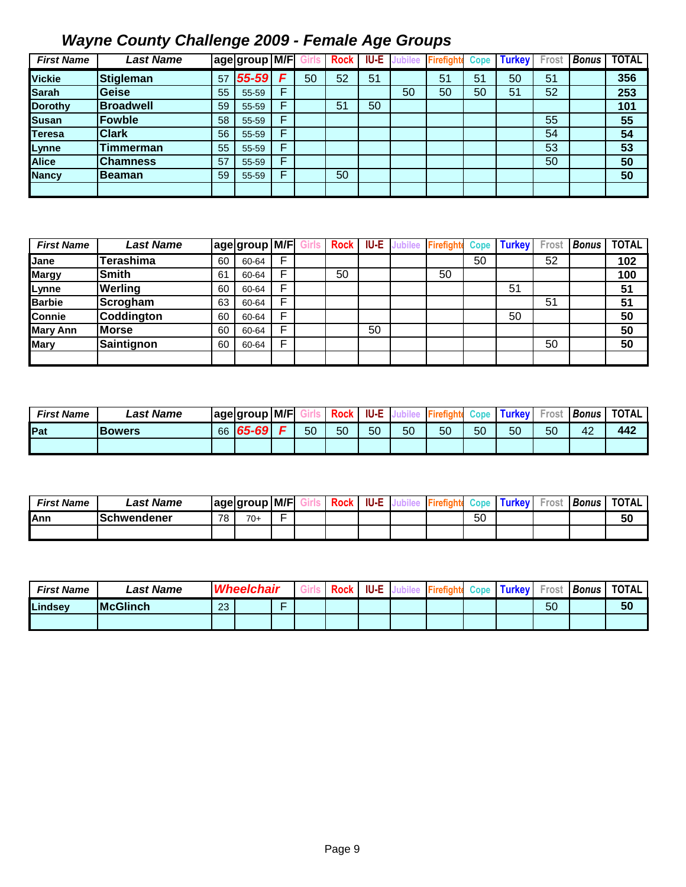# Wayne County Challenge 2009 - Female Age Groups

| First Name | Last Name | age | group | M/F | Girls | Rock | IU-E | Jubilee | Firefighte | Cope | Turkey | Frost | Bonus | TOTAL |
|---|---|---|---|---|---|---|---|---|---|---|---|---|---|---|
| Vickie | Stigleman | 57 | 55-59 | F | 50 | 52 | 51 | | 51 | 51 | 50 | 51 | | 356 |
| Sarah | Geise | 55 | 55-59 | F | | | | 50 | 50 | 50 | 51 | 52 | | 253 |
| Dorothy | Broadwell | 59 | 55-59 | F | | 51 | 50 | | | | | | | 101 |
| Susan | Fowble | 58 | 55-59 | F | | | | | | | | 55 | | 55 |
| Teresa | Clark | 56 | 55-59 | F | | | | | | | | 54 | | 54 |
| Lynne | Timmerman | 55 | 55-59 | F | | | | | | | | 53 | | 53 |
| Alice | Chamness | 57 | 55-59 | F | | | | | | | | 50 | | 50 |
| Nancy | Beaman | 59 | 55-59 | F | | 50 | | | | | | | | 50 |

| First Name | Last Name | age | group | M/F | Girls | Rock | IU-E | Jubilee | Firefighte | Cope | Turkey | Frost | Bonus | TOTAL |
|---|---|---|---|---|---|---|---|---|---|---|---|---|---|---|
| Jane | Terashima | 60 | 60-64 | F | | | | | | 50 | | 52 | | 102 |
| Margy | Smith | 61 | 60-64 | F | | 50 | | | 50 | | | | | 100 |
| Lynne | Werling | 60 | 60-64 | F | | | | | | | 51 | | | 51 |
| Barbie | Scrogham | 63 | 60-64 | F | | | | | | | | 51 | | 51 |
| Connie | Coddington | 60 | 60-64 | F | | | | | | | 50 | | | 50 |
| Mary Ann | Morse | 60 | 60-64 | F | | | 50 | | | | | | | 50 |
| Mary | Saintignon | 60 | 60-64 | F | | | | | | | | 50 | | 50 |

| First Name | Last Name | age | group | M/F | Girls | Rock | IU-E | Jubilee | Firefighte | Cope | Turkey | Frost | Bonus | TOTAL |
|---|---|---|---|---|---|---|---|---|---|---|---|---|---|---|
| Pat | Bowers | 66 | 65-69 | F | 50 | 50 | 50 | 50 | 50 | 50 | 50 | 50 | 42 | 442 |

| First Name | Last Name | age | group | M/F | Girls | Rock | IU-E | Jubilee | Firefighte | Cope | Turkey | Frost | Bonus | TOTAL |
|---|---|---|---|---|---|---|---|---|---|---|---|---|---|---|
| Ann | Schwendener | 78 | 70+ | F | | | | | | 50 | | | | 50 |

| First Name | Last Name | Wheelchair | | | Girls | Rock | IU-E | Jubilee | Firefighte | Cope | Turkey | Frost | Bonus | TOTAL |
|---|---|---|---|---|---|---|---|---|---|---|---|---|---|---|
| Lindsey | McGlinch | 23 | | F | | | | | | | | 50 | | 50 |